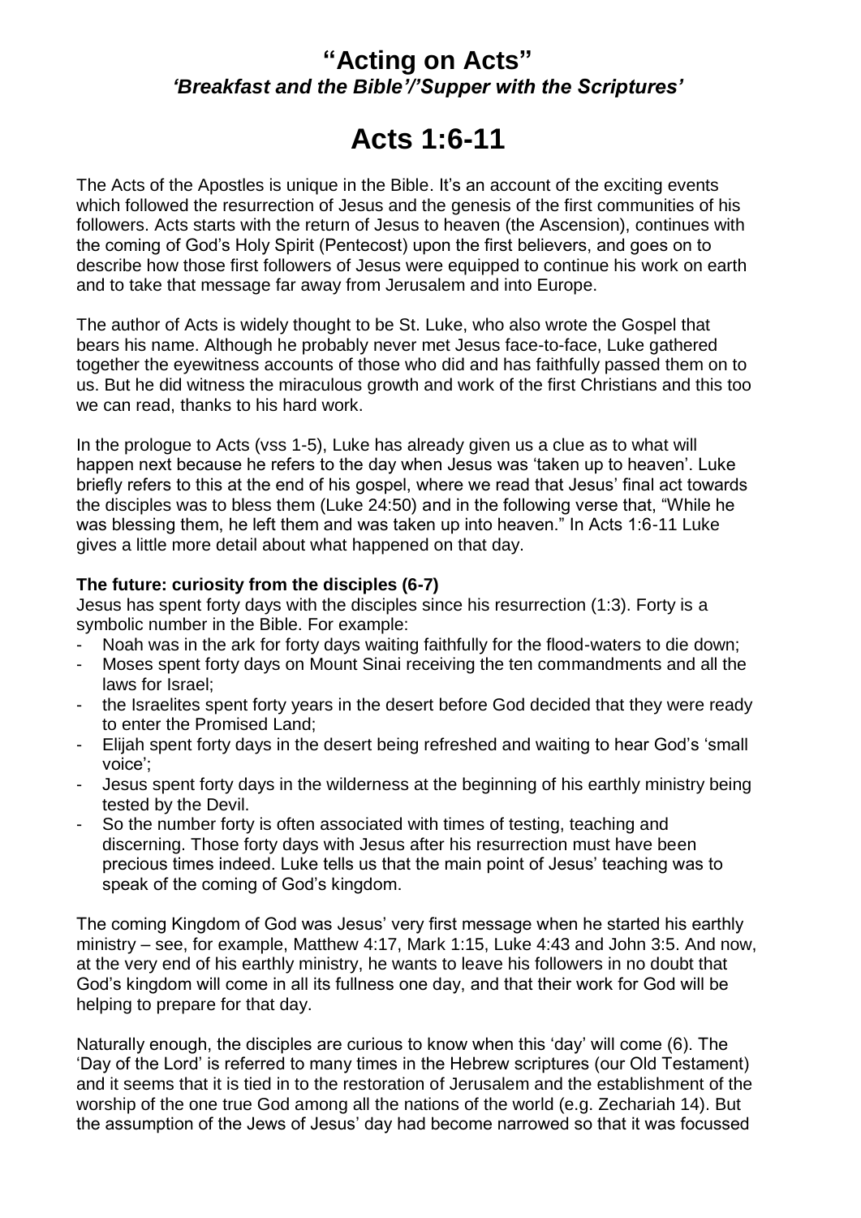# "Acting on Acts"

## *'Breakfast and the Bible'/'Supper with the Scriptures'*

# Acts 1:6-11

The Acts of the Apostles is unique in the Bible. It's an account of the exciting events which followed the resurrection of Jesus and the genesis of the first communities of his followers. Acts starts with the return of Jesus to heaven (the Ascension), continues with the coming of God's Holy Spirit (Pentecost) upon the first believers, and goes on to describe how those first followers of Jesus were equipped to continue his work on earth and to take that message far away from Jerusalem and into Europe.

The author of Acts is widely thought to be St. Luke, who also wrote the Gospel that bears his name. Although he probably never met Jesus face-to-face, Luke gathered together the eyewitness accounts of those who did and has faithfully passed them on to us. But he did witness the miraculous growth and work of the first Christians and this too we can read, thanks to his hard work.

In the prologue to Acts (vss 1-5), Luke has already given us a clue as to what will happen next because he refers to the day when Jesus was 'taken up to heaven'. Luke briefly refers to this at the end of his gospel, where we read that Jesus' final act towards the disciples was to bless them (Luke 24:50) and in the following verse that, "While he was blessing them, he left them and was taken up into heaven." In Acts 1:6-11 Luke gives a little more detail about what happened on that day.

**The future: curiosity from the disciples (6-7)**

Jesus has spent forty days with the disciples since his resurrection (1:3). Forty is a symbolic number in the Bible. For example:

- Noah was in the ark for forty days waiting faithfully for the flood-waters to die down;
- Moses spent forty days on Mount Sinai receiving the ten commandments and all the laws for Israel;
- the Israelites spent forty years in the desert before God decided that they were ready to enter the Promised Land;
- Elijah spent forty days in the desert being refreshed and waiting to hear God's 'small voice';
- Jesus spent forty days in the wilderness at the beginning of his earthly ministry being tested by the Devil.
- So the number forty is often associated with times of testing, teaching and discerning. Those forty days with Jesus after his resurrection must have been precious times indeed. Luke tells us that the main point of Jesus' teaching was to speak of the coming of God's kingdom.

The coming Kingdom of God was Jesus' very first message when he started his earthly ministry – see, for example, Matthew 4:17, Mark 1:15, Luke 4:43 and John 3:5. And now, at the very end of his earthly ministry, he wants to leave his followers in no doubt that God's kingdom will come in all its fullness one day, and that their work for God will be helping to prepare for that day.

Naturally enough, the disciples are curious to know when this 'day' will come (6). The 'Day of the Lord' is referred to many times in the Hebrew scriptures (our Old Testament) and it seems that it is tied in to the restoration of Jerusalem and the establishment of the worship of the one true God among all the nations of the world (e.g. Zechariah 14). But the assumption of the Jews of Jesus' day had become narrowed so that it was focussed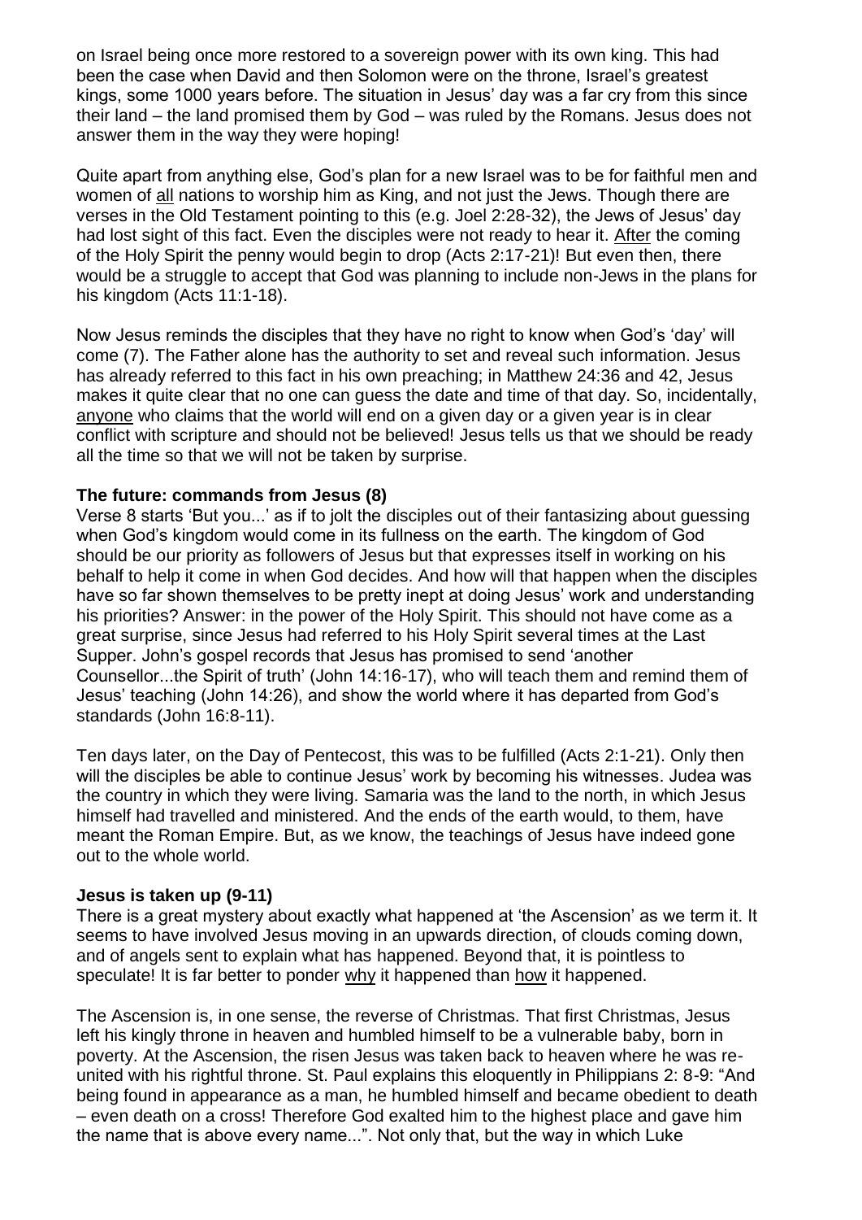on Israel being once more restored to a sovereign power with its own king. This had been the case when David and then Solomon were on the throne, Israel's greatest kings, some 1000 years before. The situation in Jesus' day was a far cry from this since their land – the land promised them by God – was ruled by the Romans. Jesus does not answer them in the way they were hoping!

Quite apart from anything else, God's plan for a new Israel was to be for faithful men and women of <u>all</u> nations to worship him as King, and not just the Jews. Though there are verses in the Old Testament pointing to this (e.g. Joel 2:28-32), the Jews of Jesus' day had lost sight of this fact. Even the disciples were not ready to hear it. <u>After</u> the coming of the Holy Spirit the penny would begin to drop (Acts 2:17-21)! But even then, there would be a struggle to accept that God was planning to include non-Jews in the plans for his kingdom (Acts 11:1-18).

Now Jesus reminds the disciples that they have no right to know when God's 'day' will come (7). The Father alone has the authority to set and reveal such information. Jesus has already referred to this fact in his own preaching; in Matthew 24:36 and 42, Jesus makes it quite clear that no one can guess the date and time of that day. So, incidentally, <u>anyone</u> who claims that the world will end on a given day or a given year is in clear conflict with scripture and should not be believed! Jesus tells us that we should be ready all the time so that we will not be taken by surprise.

**The future: commands from Jesus (8)**

Verse 8 starts 'But you...' as if to jolt the disciples out of their fantasizing about guessing when God's kingdom would come in its fullness on the earth. The kingdom of God should be our priority as followers of Jesus but that expresses itself in working on his behalf to help it come in when God decides. And how will that happen when the disciples have so far shown themselves to be pretty inept at doing Jesus' work and understanding his priorities? Answer: in the power of the Holy Spirit. This should not have come as a great surprise, since Jesus had referred to his Holy Spirit several times at the Last Supper. John's gospel records that Jesus has promised to send 'another Counsellor...the Spirit of truth' (John 14:16-17), who will teach them and remind them of Jesus' teaching (John 14:26), and show the world where it has departed from God's standards (John 16:8-11).

Ten days later, on the Day of Pentecost, this was to be fulfilled (Acts 2:1-21). Only then will the disciples be able to continue Jesus' work by becoming his witnesses. Judea was the country in which they were living. Samaria was the land to the north, in which Jesus himself had travelled and ministered. And the ends of the earth would, to them, have meant the Roman Empire. But, as we know, the teachings of Jesus have indeed gone out to the whole world.

**Jesus is taken up (9-11)**

There is a great mystery about exactly what happened at 'the Ascension' as we term it. It seems to have involved Jesus moving in an upwards direction, of clouds coming down, and of angels sent to explain what has happened. Beyond that, it is pointless to speculate! It is far better to ponder <u>why</u> it happened than <u>how</u> it happened.

The Ascension is, in one sense, the reverse of Christmas. That first Christmas, Jesus left his kingly throne in heaven and humbled himself to be a vulnerable baby, born in poverty. At the Ascension, the risen Jesus was taken back to heaven where he was re-united with his rightful throne. St. Paul explains this eloquently in Philippians 2: 8-9: "And being found in appearance as a man, he humbled himself and became obedient to death – even death on a cross! Therefore God exalted him to the highest place and gave him the name that is above every name...". Not only that, but the way in which Luke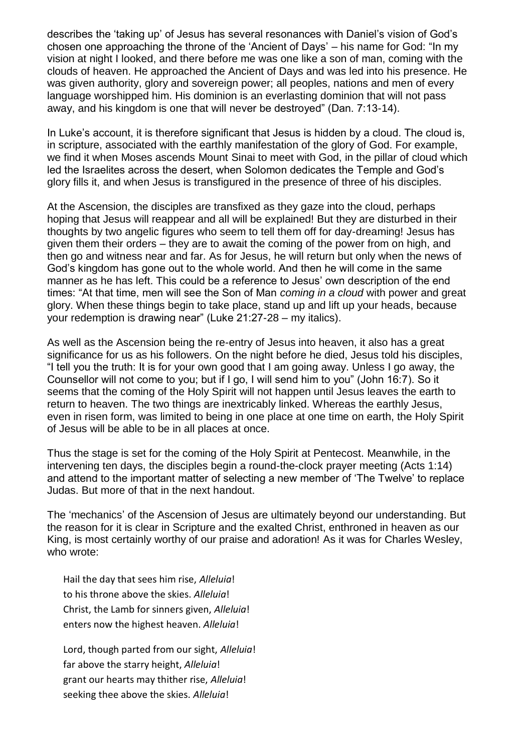describes the 'taking up' of Jesus has several resonances with Daniel's vision of God's chosen one approaching the throne of the 'Ancient of Days' – his name for God: "In my vision at night I looked, and there before me was one like a son of man, coming with the clouds of heaven. He approached the Ancient of Days and was led into his presence. He was given authority, glory and sovereign power; all peoples, nations and men of every language worshipped him. His dominion is an everlasting dominion that will not pass away, and his kingdom is one that will never be destroyed" (Dan. 7:13-14).

In Luke's account, it is therefore significant that Jesus is hidden by a cloud. The cloud is, in scripture, associated with the earthly manifestation of the glory of God. For example, we find it when Moses ascends Mount Sinai to meet with God, in the pillar of cloud which led the Israelites across the desert, when Solomon dedicates the Temple and God's glory fills it, and when Jesus is transfigured in the presence of three of his disciples.

At the Ascension, the disciples are transfixed as they gaze into the cloud, perhaps hoping that Jesus will reappear and all will be explained! But they are disturbed in their thoughts by two angelic figures who seem to tell them off for day-dreaming! Jesus has given them their orders – they are to await the coming of the power from on high, and then go and witness near and far. As for Jesus, he will return but only when the news of God's kingdom has gone out to the whole world. And then he will come in the same manner as he has left. This could be a reference to Jesus' own description of the end times: "At that time, men will see the Son of Man *coming in a cloud* with power and great glory. When these things begin to take place, stand up and lift up your heads, because your redemption is drawing near" (Luke 21:27-28 – my italics).

As well as the Ascension being the re-entry of Jesus into heaven, it also has a great significance for us as his followers. On the night before he died, Jesus told his disciples, "I tell you the truth: It is for your own good that I am going away. Unless I go away, the Counsellor will not come to you; but if I go, I will send him to you" (John 16:7). So it seems that the coming of the Holy Spirit will not happen until Jesus leaves the earth to return to heaven. The two things are inextricably linked. Whereas the earthly Jesus, even in risen form, was limited to being in one place at one time on earth, the Holy Spirit of Jesus will be able to be in all places at once.

Thus the stage is set for the coming of the Holy Spirit at Pentecost. Meanwhile, in the intervening ten days, the disciples begin a round-the-clock prayer meeting (Acts 1:14) and attend to the important matter of selecting a new member of 'The Twelve' to replace Judas. But more of that in the next handout.

The 'mechanics' of the Ascension of Jesus are ultimately beyond our understanding. But the reason for it is clear in Scripture and the exalted Christ, enthroned in heaven as our King, is most certainly worthy of our praise and adoration! As it was for Charles Wesley, who wrote:

Hail the day that sees him rise, *Alleluia*!
to his throne above the skies. *Alleluia*!
Christ, the Lamb for sinners given, *Alleluia*!
enters now the highest heaven. *Alleluia*!

Lord, though parted from our sight, *Alleluia*!
far above the starry height, *Alleluia*!
grant our hearts may thither rise, *Alleluia*!
seeking thee above the skies. *Alleluia*!